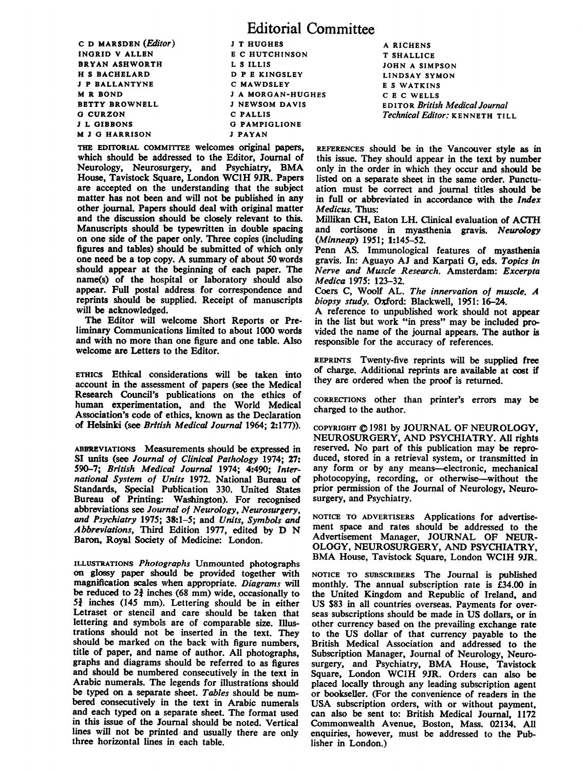# Editorial Committee

C D MARSDEN (*Editor*)
INGRID V ALLEN
BRYAN ASHWORTH
H S BACHELARD
J P BALLANTYNE
M R BOND
BETTY BROWNELL
G CURZON
J L GIBBONS
M J G HARRISON
J T HUGHES
E C HUTCHINSON
L S ILLIS
D P E KINGSLEY
C MAWDSLEY
J A MORGAN-HUGHES
J NEWSOM DAVIS
C PALLIS
G PAMPIGLIONE
J PAYAN
A RICHENS
T SHALLICE
JOHN A SIMPSON
LINDSAY SYMON
E S WATKINS
C E C WELLS
EDITOR *British Medical Journal*
*Technical Editor:* KENNETH TILL

THE EDITORIAL COMMITTEE welcomes original papers, which should be addressed to the Editor, Journal of Neurology, Neurosurgery, and Psychiatry, BMA House, Tavistock Square, London WC1H 9JR. Papers are accepted on the understanding that the subject matter has not been and will not be published in any other journal. Papers should deal with original matter and the discussion should be closely relevant to this. Manuscripts should be typewritten in double spacing on one side of the paper only. Three copies (including figures and tables) should be submitted of which only one need be a top copy. A summary of about 50 words should appear at the beginning of each paper. The name(s) of the hospital or laboratory should also appear. Full postal address for correspondence and reprints should be supplied. Receipt of manuscripts will be acknowledged.

The Editor will welcome Short Reports or Preliminary Communications limited to about 1000 words and with no more than one figure and one table. Also welcome are Letters to the Editor.

ETHICS Ethical considerations will be taken into account in the assessment of papers (see the Medical Research Council's publications on the ethics of human experimentation, and the World Medical Association's code of ethics, known as the Declaration of Helsinki (see *British Medical Journal* 1964; **2**:177)).

ABBREVIATIONS Measurements should be expressed in SI units (see *Journal of Clinical Pathology* 1974; **27**: 590–7; *British Medical Journal* 1974; **4**:490; *International System of Units* 1972. National Bureau of Standards, Special Publication 330. United States Bureau of Printing: Washington). For recognised abbreviations see *Journal of Neurology, Neurosurgery, and Psychiatry* 1975; **38**:1–5; and *Units, Symbols and Abbreviations*, Third Edition 1977, edited by D N Baron, Royal Society of Medicine: London.

ILLUSTRATIONS *Photographs* Unmounted photographs on glossy paper should be provided together with magnification scales when appropriate. *Diagrams* will be reduced to 2⅔ inches (68 mm) wide, occasionally to 5¾ inches (145 mm). Lettering should be in either Letraset or stencil and care should be taken that lettering and symbols are of comparable size. Illustrations should not be inserted in the text. They should be marked on the back with figure numbers, title of paper, and name of author. All photographs, graphs and diagrams should be referred to as figures and should be numbered consecutively in the text in Arabic numerals. The legends for illustrations should be typed on a separate sheet. *Tables* should be numbered consecutively in the text in Arabic numerals and each typed on a separate sheet. The format used in this issue of the Journal should be noted. Vertical lines will not be printed and usually there are only three horizontal lines in each table.

REFERENCES should be in the Vancouver style as in this issue. They should appear in the text by number only in the order in which they occur and should be listed on a separate sheet in the same order. Punctuation must be correct and journal titles should be in full or abbreviated in accordance with the *Index Medicus*. Thus:

Millikan CH, Eaton LH. Clinical evaluation of ACTH and cortisone in myasthenia gravis. *Neurology (Minneap)* 1951; **1**:145–52.

Penn AS. Immunological features of myasthenia gravis. In: Aguayo AJ and Karpati G, eds. *Topics in Nerve and Muscle Research*. Amsterdam: *Excerpta Medica* 1975: 123–32.

Coers C, Woolf AL. *The innervation of muscle. A biopsy study.* Oxford: Blackwell, 1951: 16–24.

A reference to unpublished work should not appear in the list but work "in press" may be included provided the name of the journal appears. The author is responsible for the accuracy of references.

REPRINTS Twenty-five reprints will be supplied free of charge. Additional reprints are available at cost if they are ordered when the proof is returned.

CORRECTIONS other than printer's errors may be charged to the author.

COPYRIGHT © 1981 by JOURNAL OF NEUROLOGY, NEUROSURGERY, AND PSYCHIATRY. All rights reserved. No part of this publication may be reproduced, stored in a retrieval system, or transmitted in any form or by any means—electronic, mechanical photocopying, recording, or otherwise—without the prior permission of the Journal of Neurology, Neurosurgery, and Psychiatry.

NOTICE TO ADVERTISERS Applications for advertisement space and rates should be addressed to the Advertisement Manager, JOURNAL OF NEUROLOGY, NEUROSURGERY, AND PSYCHIATRY, BMA House, Tavistock Square, London WC1H 9JR.

NOTICE TO SUBSCRIBERS The Journal is published monthly. The annual subscription rate is £34.00 in the United Kingdom and Republic of Ireland, and US $83 in all countries overseas. Payments for overseas subscriptions should be made in US dollars, or in other currency based on the prevailing exchange rate to the US dollar of that currency payable to the British Medical Association and addressed to the Subscription Manager, Journal of Neurology, Neurosurgery, and Psychiatry, BMA House, Tavistock Square, London WC1H 9JR. Orders can also be placed locally through any leading subscription agent or bookseller. (For the convenience of readers in the USA subscription orders, with or without payment, can also be sent to: British Medical Journal, 1172 Commonwealth Avenue, Boston, Mass. 02134. All enquiries, however, must be addressed to the Publisher in London.)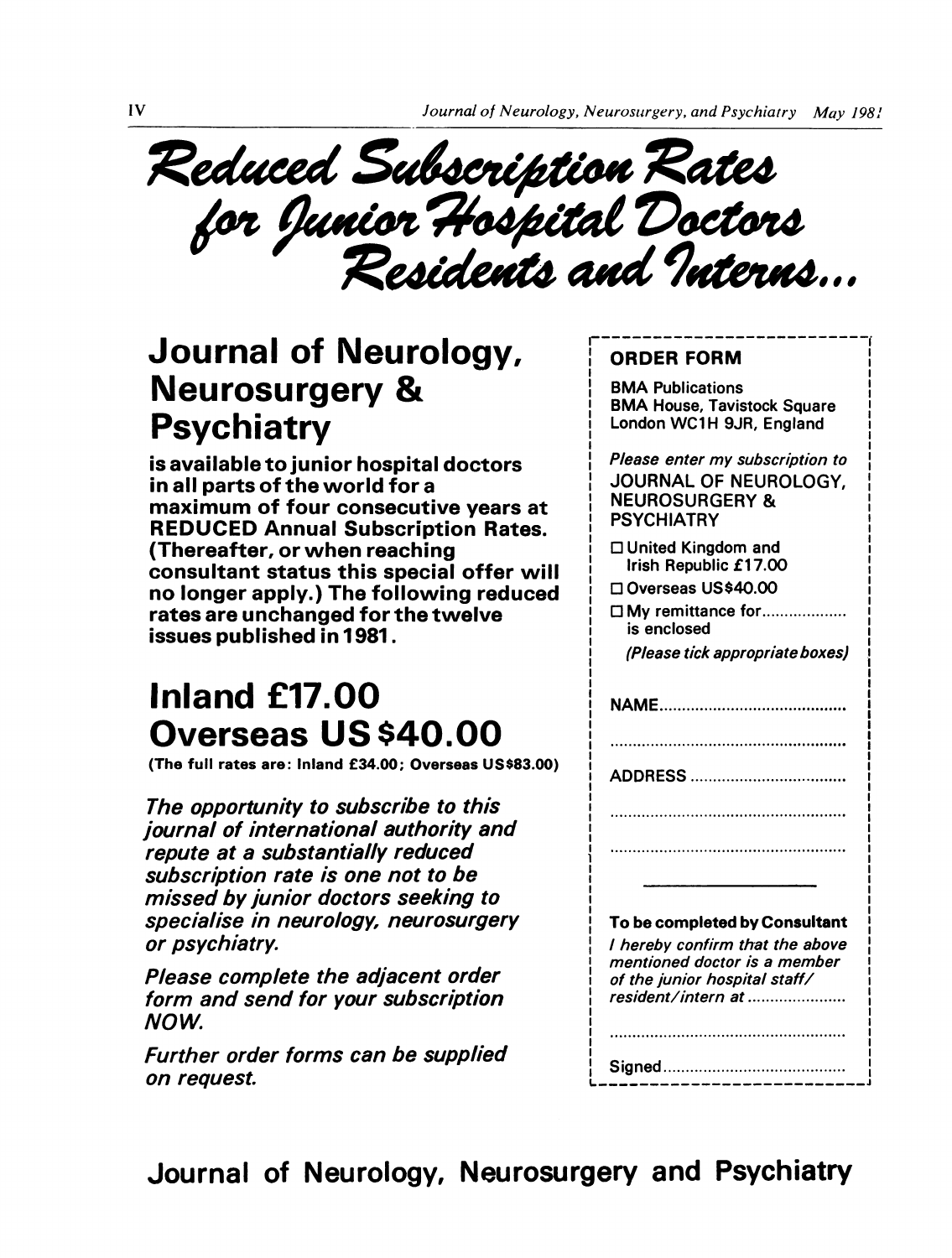# Reduced Subscription Rates for Junior Hospital Doctors Residents and Interns...

## Journal of Neurology, Neurosurgery & Psychiatry

**is available to junior hospital doctors in all parts of the world for a maximum of four consecutive years at REDUCED Annual Subscription Rates. (Thereafter, or when reaching consultant status this special offer will no longer apply.) The following reduced rates are unchanged for the twelve issues published in 1981.**

## Inland £17.00
## Overseas US $40.00

**(The full rates are: Inland £34.00; Overseas US$83.00)**

*The opportunity to subscribe to this journal of international authority and repute at a substantially reduced subscription rate is one not to be missed by junior doctors seeking to specialise in neurology, neurosurgery or psychiatry.*

*Please complete the adjacent order form and send for your subscription NOW.*

*Further order forms can be supplied on request.*

---

**ORDER FORM**

BMA Publications
BMA House, Tavistock Square
London WC1H 9JR, England

*Please enter my subscription to*
JOURNAL OF NEUROLOGY, NEUROSURGERY & PSYCHIATRY

- ☐ United Kingdom and Irish Republic £17.00
- ☐ Overseas US$40.00
- ☐ My remittance for.................. is enclosed

*(Please tick appropriate boxes)*

NAME.........................................

.....................................................

ADDRESS ...................................

.....................................................

.....................................................

---

**To be completed by Consultant**

*I hereby confirm that the above mentioned doctor is a member of the junior hospital staff/ resident/intern at* ......................

.....................................................

Signed.........................................

---

## Journal of Neurology, Neurosurgery and Psychiatry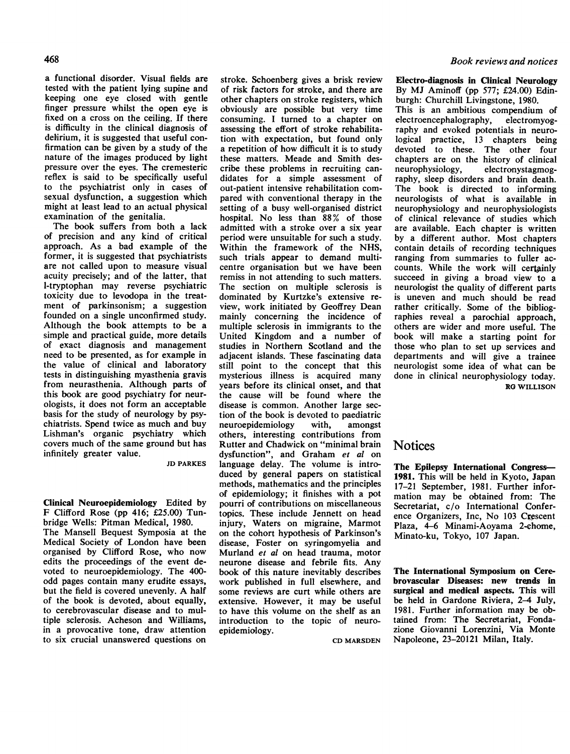a functional disorder. Visual fields are tested with the patient lying supine and keeping one eye closed with gentle finger pressure whilst the open eye is fixed on a cross on the ceiling. If there is difficulty in the clinical diagnosis of delirium, it is suggested that useful confirmation can be given by a study of the nature of the images produced by light pressure over the eyes. The cremesteric reflex is said to be specifically useful to the psychiatrist only in cases of sexual dysfunction, a suggestion which might at least lead to an actual physical examination of the genitalia.

The book suffers from both a lack of precision and any kind of critical approach. As a bad example of the former, it is suggested that psychiatrists are not called upon to measure visual acuity precisely; and of the latter, that l-tryptophan may reverse psychiatric toxicity due to levodopa in the treatment of parkinsonism; a suggestion founded on a single unconfirmed study. Although the book attempts to be a simple and practical guide, more details of exact diagnosis and management need to be presented, as for example in the value of clinical and laboratory tests in distinguishing myasthenia gravis from neurasthenia. Although parts of this book are good psychiatry for neurologists, it does not form an acceptable basis for the study of neurology by psychiatrists. Spend twice as much and buy Lishman's organic psychiatry which covers much of the same ground but has infinitely greater value.

JD PARKES

**Clinical Neuroepidemiology** Edited by F Clifford Rose (pp 416; £25.00) Tunbridge Wells: Pitman Medical, 1980.

The Mansell Bequest Symposia at the Medical Society of London have been organised by Clifford Rose, who now edits the proceedings of the event devoted to neuroepidemiology. The 400-odd pages contain many erudite essays, but the field is covered unevenly. A half of the book is devoted, about equally, to cerebrovascular disease and to multiple sclerosis. Acheson and Williams, in a provocative tone, draw attention to six crucial unanswered questions on stroke. Schoenberg gives a brisk review of risk factors for stroke, and there are other chapters on stroke registers, which obviously are possible but very time consuming. I turned to a chapter on assessing the effort of stroke rehabilitation with expectation, but found only a repetition of how difficult it is to study these matters. Meade and Smith describe these problems in recruiting candidates for a simple assessment of out-patient intensive rehabilitation compared with conventional therapy in the setting of a busy well-organised district hospital. No less than 88% of those admitted with a stroke over a six year period were unsuitable for such a study. Within the framework of the NHS, such trials appear to demand multicentre organisation but we have been remiss in not attending to such matters. The section on multiple sclerosis is dominated by Kurtzke's extensive review, work initiated by Geoffrey Dean mainly concerning the incidence of multiple sclerosis in immigrants to the United Kingdom and a number of studies in Northern Scotland and the adjacent islands. These fascinating data still point to the concept that this mysterious illness is acquired many years before its clinical onset, and that the cause will be found where the disease is common. Another large section of the book is devoted to paediatric neuroepidemiology with, amongst others, interesting contributions from Rutter and Chadwick on "minimal brain dysfunction", and Graham *et al* on language delay. The volume is introduced by general papers on statistical methods, mathematics and the principles of epidemiology; it finishes with a pot pourri of contributions on miscellaneous topics. These include Jennett on head injury, Waters on migraine, Marmot on the cohort hypothesis of Parkinson's disease, Foster on syringomyelia and Murland *et al* on head trauma, motor neurone disease and febrile fits. Any book of this nature inevitably describes work published in full elsewhere, and some reviews are curt while others are extensive. However, it may be useful to have this volume on the shelf as an introduction to the topic of neuroepidemiology.

CD MARSDEN

**Electro-diagnosis in Clinical Neurology** By MJ Aminoff (pp 577; £24.00) Edinburgh: Churchill Livingstone, 1980.

This is an ambitious compendium of electroencephalography, electromyography and evoked potentials in neurological practice, 13 chapters being devoted to these. The other four chapters are on the history of clinical neurophysiology, electronystagmography, sleep disorders and brain death. The book is directed to informing neurologists of what is available in neurophysiology and neurophysiologists of clinical relevance of studies which are available. Each chapter is written by a different author. Most chapters contain details of recording techniques ranging from summaries to fuller accounts. While the work will certainly succeed in giving a broad view to a neurologist the quality of different parts is uneven and much should be read rather critically. Some of the bibliographies reveal a parochial approach, others are wider and more useful. The book will make a starting point for those who plan to set up services and departments and will give a trainee neurologist some idea of what can be done in clinical neurophysiology today.

RG WILLISON

## Notices

**The Epilepsy International Congress—1981.** This will be held in Kyoto, Japan 17–21 September, 1981. Further information may be obtained from: The Secretariat, c/o International Conference Organizers, Inc, No 103 Crescent Plaza, 4–6 Minami-Aoyama 2-chome, Minato-ku, Tokyo, 107 Japan.

**The International Symposium on Cerebrovascular Diseases: new trends in surgical and medical aspects.** This will be held in Gardone Riviera, 2–4 July, 1981. Further information may be obtained from: The Secretariat, Fondazione Giovanni Lorenzini, Via Monte Napoleone, 23–20121 Milan, Italy.